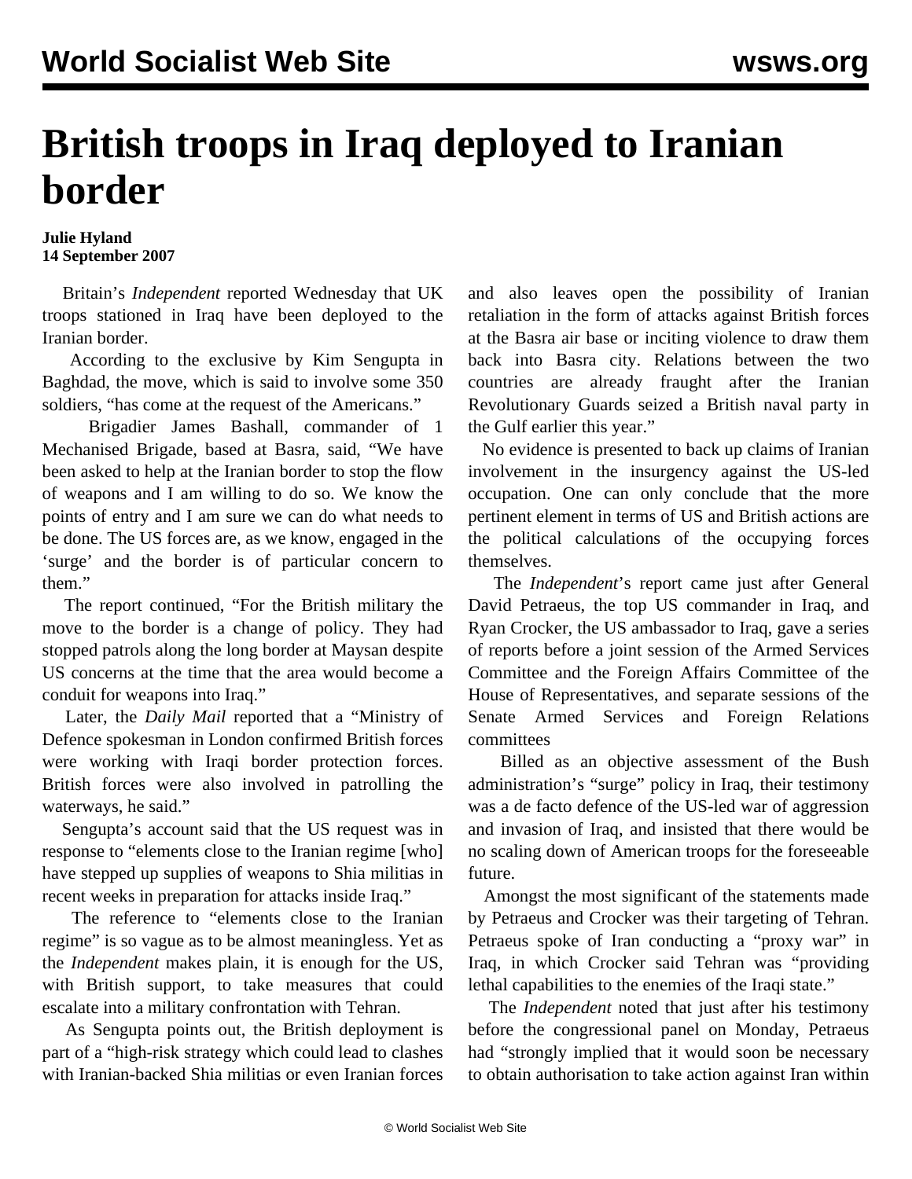# British troops in Iraq deployed to Iranian border

**Julie Hyland**
**14 September 2007**

Britain's *Independent* reported Wednesday that UK troops stationed in Iraq have been deployed to the Iranian border.

According to the exclusive by Kim Sengupta in Baghdad, the move, which is said to involve some 350 soldiers, "has come at the request of the Americans."

Brigadier James Bashall, commander of 1 Mechanised Brigade, based at Basra, said, "We have been asked to help at the Iranian border to stop the flow of weapons and I am willing to do so. We know the points of entry and I am sure we can do what needs to be done. The US forces are, as we know, engaged in the 'surge' and the border is of particular concern to them."

The report continued, "For the British military the move to the border is a change of policy. They had stopped patrols along the long border at Maysan despite US concerns at the time that the area would become a conduit for weapons into Iraq."

Later, the *Daily Mail* reported that a "Ministry of Defence spokesman in London confirmed British forces were working with Iraqi border protection forces. British forces were also involved in patrolling the waterways, he said."

Sengupta's account said that the US request was in response to "elements close to the Iranian regime [who] have stepped up supplies of weapons to Shia militias in recent weeks in preparation for attacks inside Iraq."

The reference to "elements close to the Iranian regime" is so vague as to be almost meaningless. Yet as the *Independent* makes plain, it is enough for the US, with British support, to take measures that could escalate into a military confrontation with Tehran.

As Sengupta points out, the British deployment is part of a "high-risk strategy which could lead to clashes with Iranian-backed Shia militias or even Iranian forces and also leaves open the possibility of Iranian retaliation in the form of attacks against British forces at the Basra air base or inciting violence to draw them back into Basra city. Relations between the two countries are already fraught after the Iranian Revolutionary Guards seized a British naval party in the Gulf earlier this year."

No evidence is presented to back up claims of Iranian involvement in the insurgency against the US-led occupation. One can only conclude that the more pertinent element in terms of US and British actions are the political calculations of the occupying forces themselves.

The *Independent*'s report came just after General David Petraeus, the top US commander in Iraq, and Ryan Crocker, the US ambassador to Iraq, gave a series of reports before a joint session of the Armed Services Committee and the Foreign Affairs Committee of the House of Representatives, and separate sessions of the Senate Armed Services and Foreign Relations committees

Billed as an objective assessment of the Bush administration's "surge" policy in Iraq, their testimony was a de facto defence of the US-led war of aggression and invasion of Iraq, and insisted that there would be no scaling down of American troops for the foreseeable future.

Amongst the most significant of the statements made by Petraeus and Crocker was their targeting of Tehran. Petraeus spoke of Iran conducting a "proxy war" in Iraq, in which Crocker said Tehran was "providing lethal capabilities to the enemies of the Iraqi state."

The *Independent* noted that just after his testimony before the congressional panel on Monday, Petraeus had "strongly implied that it would soon be necessary to obtain authorisation to take action against Iran within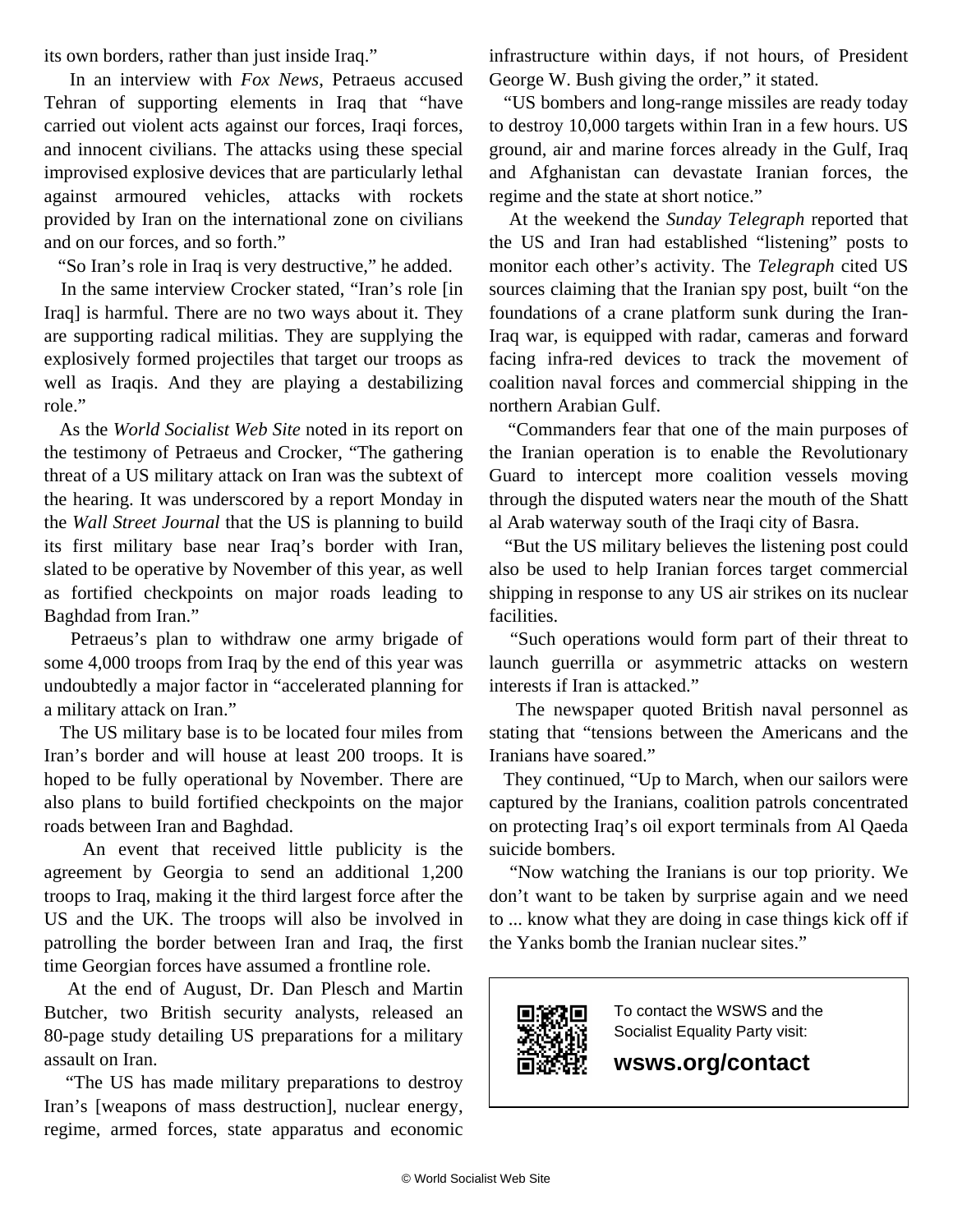its own borders, rather than just inside Iraq."

In an interview with *Fox News*, Petraeus accused Tehran of supporting elements in Iraq that "have carried out violent acts against our forces, Iraqi forces, and innocent civilians. The attacks using these special improvised explosive devices that are particularly lethal against armoured vehicles, attacks with rockets provided by Iran on the international zone on civilians and on our forces, and so forth."

"So Iran's role in Iraq is very destructive," he added.

In the same interview Crocker stated, "Iran's role [in Iraq] is harmful. There are no two ways about it. They are supporting radical militias. They are supplying the explosively formed projectiles that target our troops as well as Iraqis. And they are playing a destabilizing role."

As the *World Socialist Web Site* noted in its report on the testimony of Petraeus and Crocker, "The gathering threat of a US military attack on Iran was the subtext of the hearing. It was underscored by a report Monday in the *Wall Street Journal* that the US is planning to build its first military base near Iraq's border with Iran, slated to be operative by November of this year, as well as fortified checkpoints on major roads leading to Baghdad from Iran."

Petraeus's plan to withdraw one army brigade of some 4,000 troops from Iraq by the end of this year was undoubtedly a major factor in "accelerated planning for a military attack on Iran."

The US military base is to be located four miles from Iran's border and will house at least 200 troops. It is hoped to be fully operational by November. There are also plans to build fortified checkpoints on the major roads between Iran and Baghdad.

An event that received little publicity is the agreement by Georgia to send an additional 1,200 troops to Iraq, making it the third largest force after the US and the UK. The troops will also be involved in patrolling the border between Iran and Iraq, the first time Georgian forces have assumed a frontline role.

At the end of August, Dr. Dan Plesch and Martin Butcher, two British security analysts, released an 80-page study detailing US preparations for a military assault on Iran.

"The US has made military preparations to destroy Iran's [weapons of mass destruction], nuclear energy, regime, armed forces, state apparatus and economic infrastructure within days, if not hours, of President George W. Bush giving the order," it stated.

"US bombers and long-range missiles are ready today to destroy 10,000 targets within Iran in a few hours. US ground, air and marine forces already in the Gulf, Iraq and Afghanistan can devastate Iranian forces, the regime and the state at short notice."

At the weekend the *Sunday Telegraph* reported that the US and Iran had established "listening" posts to monitor each other's activity. The *Telegraph* cited US sources claiming that the Iranian spy post, built "on the foundations of a crane platform sunk during the Iran-Iraq war, is equipped with radar, cameras and forward facing infra-red devices to track the movement of coalition naval forces and commercial shipping in the northern Arabian Gulf.

"Commanders fear that one of the main purposes of the Iranian operation is to enable the Revolutionary Guard to intercept more coalition vessels moving through the disputed waters near the mouth of the Shatt al Arab waterway south of the Iraqi city of Basra.

"But the US military believes the listening post could also be used to help Iranian forces target commercial shipping in response to any US air strikes on its nuclear facilities.

"Such operations would form part of their threat to launch guerrilla or asymmetric attacks on western interests if Iran is attacked."

The newspaper quoted British naval personnel as stating that "tensions between the Americans and the Iranians have soared."

They continued, "Up to March, when our sailors were captured by the Iranians, coalition patrols concentrated on protecting Iraq's oil export terminals from Al Qaeda suicide bombers.

"Now watching the Iranians is our top priority. We don't want to be taken by surprise again and we need to ... know what they are doing in case things kick off if the Yanks bomb the Iranian nuclear sites."

To contact the WSWS and the Socialist Equality Party visit:

**wsws.org/contact**